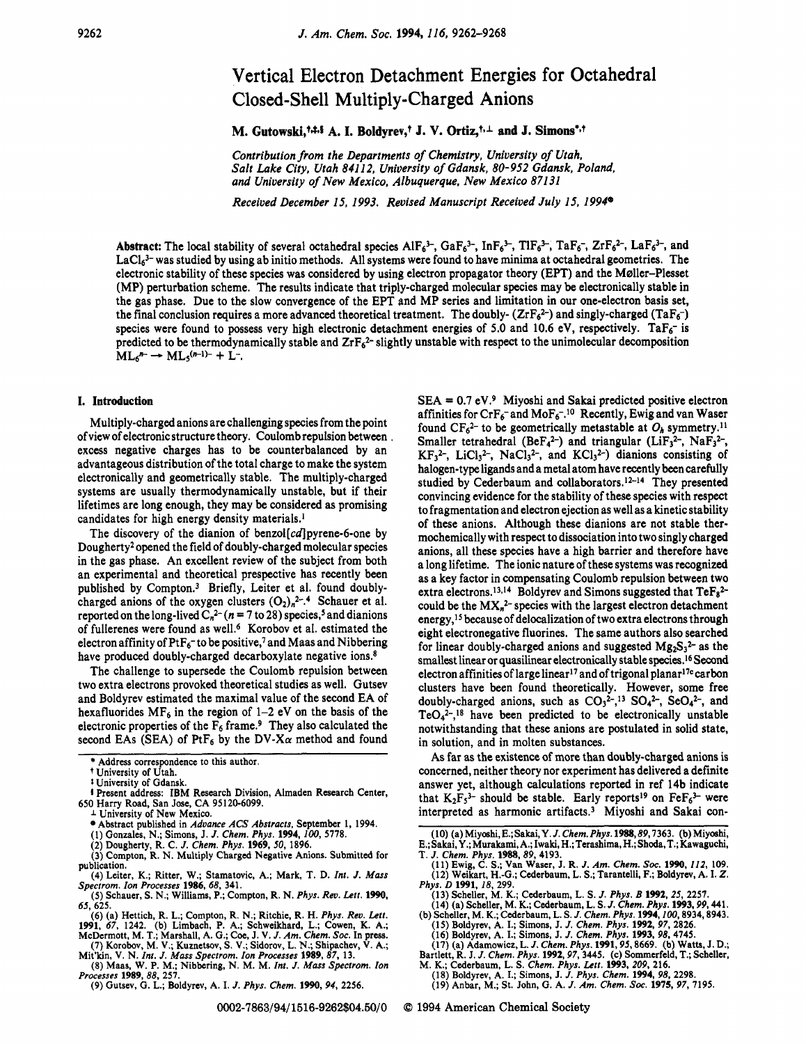# Vertical Electron Detachment Energies for Octahedral Closed-Shell Multiply-Charged Anions

**M. Gutowski,[†,‡,§] A. I. Boldyrev,[†] J. V. Ortiz,[†,⊥] and J. Simons[*,†]**

*Contribution from the Departments of Chemistry, University of Utah, Salt Lake City, Utah 84112, University of Gdansk, 80-952 Gdansk, Poland, and University of New Mexico, Albuquerque, New Mexico 87131*

*Received December 15, 1993. Revised Manuscript Received July 15, 1994®*

**Abstract:** The local stability of several octahedral species $AlF_6^{3-}$, $GaF_6^{3-}$, $InF_6^{3-}$, $TlF_6^{3-}$, $TaF_6^-$, $ZrF_6^{2-}$, $LaF_6^{3-}$, and $LaCl_6^{3-}$ was studied by using ab initio methods. All systems were found to have minima at octahedral geometries. The electronic stability of these species was considered by using electron propagator theory (EPT) and the Møller–Plesset (MP) perturbation scheme. The results indicate that triply-charged molecular species may be electronically stable in the gas phase. Due to the slow convergence of the EPT and MP series and limitation in our one-electron basis set, the final conclusion requires a more advanced theoretical treatment. The doubly- ($ZrF_6^{2-}$) and singly-charged ($TaF_6^-$) species were found to possess very high electronic detachment energies of 5.0 and 10.6 eV, respectively. $TaF_6^-$ is predicted to be thermodynamically stable and $ZrF_6^{2-}$ slightly unstable with respect to the unimolecular decomposition $ML_6^{n-} \rightarrow ML_5^{(n-1)-} + L^-$.

## I. Introduction

Multiply-charged anions are challenging species from the point of view of electronic structure theory. Coulomb repulsion between excess negative charges has to be counterbalanced by an advantageous distribution of the total charge to make the system electronically and geometrically stable. The multiply-charged systems are usually thermodynamically unstable, but if their lifetimes are long enough, they may be considered as promising candidates for high energy density materials.[1]

The discovery of the dianion of benzol[*cd*]pyrene-6-one by Dougherty[2] opened the field of doubly-charged molecular species in the gas phase. An excellent review of the subject from both an experimental and theoretical prespective has recently been published by Compton.[3] Briefly, Leiter et al. found doubly-charged anions of the oxygen clusters $(O_2)_n^{2-}$.[4] Schauer et al. reported on the long-lived $C_n^{2-}$ ($n$ = 7 to 28) species,[5] and dianions of fullerenes were found as well.[6] Korobov et al. estimated the electron affinity of $PtF_6^-$ to be positive,[7] and Maas and Nibbering have produced doubly-charged decarboxylate negative ions.[8]

The challenge to supersede the Coulomb repulsion between two extra electrons provoked theoretical studies as well. Gutsev and Boldyrev estimated the maximal value of the second EA of hexafluorides $MF_6$ in the region of 1–2 eV on the basis of the electronic properties of the $F_6$ frame.[9] They also calculated the second EAs (SEA) of $PtF_6$ by the DV-X$\alpha$ method and found SEA = 0.7 eV.[9] Miyoshi and Sakai predicted positive electron affinities for $CrF_6^-$ and $MoF_6^-$.[10] Recently, Ewig and van Waser found $CF_6^{2-}$ to be geometrically metastable at $O_h$ symmetry.[11] Smaller tetrahedral ($BeF_4^{2-}$) and triangular ($LiF_3^{2-}$, $NaF_3^{2-}$, $KF_3^{2-}$, $LiCl_3^{2-}$, $NaCl_3^{2-}$, and $KCl_3^{2-}$) dianions consisting of halogen-type ligands and a metal atom have recently been carefully studied by Cederbaum and collaborators.[12-14] They presented convincing evidence for the stability of these species with respect to fragmentation and electron ejection as well as a kinetic stability of these anions. Although these dianions are not stable thermochemically with respect to dissociation into two singly charged anions, all these species have a high barrier and therefore have a long lifetime. The ionic nature of these systems was recognized as a key factor in compensating Coulomb repulsion between two extra electrons.[13,14] Boldyrev and Simons suggested that $TeF_8^{2-}$ could be the $MX_n^{2-}$ species with the largest electron detachment energy,[15] because of delocalization of two extra electrons through eight electronegative fluorines. The same authors also searched for linear doubly-charged anions and suggested $Mg_2S_3^{2-}$ as the smallest linear or quasilinear electronically stable species.[16] Second electron affinities of large linear[17] and of trigonal planar[17c] carbon clusters have been found theoretically. However, some free doubly-charged anions, such as $CO_3^{2-}$,[13] $SO_4^{2-}$, $SeO_4^{2-}$, and $TeO_4^{2-}$,[18] have been predicted to be electronically unstable notwithstanding that these anions are postulated in solid state, in solution, and in molten substances.

As far as the existence of more than doubly-charged anions is concerned, neither theory nor experiment has delivered a definite answer yet, although calculations reported in ref 14b indicate that $K_2F_5^{3-}$ should be stable. Early reports[19] on $FeF_6^{3-}$ were interpreted as harmonic artifacts.[3] Miyoshi and Sakai con-

---

\* Address correspondence to this author.
† University of Utah.
‡ University of Gdansk.
§ Present address: IBM Research Division, Almaden Research Center, 650 Harry Road, San Jose, CA 95120-6099.
⊥ University of New Mexico.
® Abstract published in *Advance ACS Abstracts,* September 1, 1994.

(1) Gonzales, N.; Simons, J. *J. Chem. Phys.* **1994**, *100*, 5778.
(2) Dougherty, R. C. *J. Chem. Phys.* **1969**, *50*, 1896.
(3) Compton, R. N. Multiply Charged Negative Anions. Submitted for publication.
(4) Leiter, K.; Ritter, W.; Stamatovic, A.; Mark, T. D. *Int. J. Mass Spectrom. Ion Processes* **1986**, *68*, 341.
(5) Schauer, S. N.; Williams, P.; Compton, R. N. *Phys. Rev. Lett.* **1990**, *65*, 625.
(6) (a) Hettich, R. L.; Compton, R. N.; Ritchie, R. H. *Phys. Rev. Lett.* **1991**, *67*, 1242. (b) Limbach, P. A.; Schweikhard, L.; Cowen, K. A.; McDermott, M. T.; Marshall, A. G.; Coe, J. V. *J. Am. Chem. Soc.* In press.
(7) Korobov, M. V.; Kuznetsov, S. V.; Sidorov, L. N.; Shipachev, V. A.; Mit'kin, V. N. *Int. J. Mass Spectrom. Ion Processes* **1989**, *87*, 13.
(8) Maas, W. P. M.; Nibbering, N. M. M. *Int. J. Mass Spectrom. Ion Processes* **1989**, *88*, 257.
(9) Gutsev, G. L.; Boldyrev, A. I. *J. Phys. Chem.* **1990**, *94*, 2256.
(10) (a) Miyoshi, E.; Sakai, Y. *J. Chem. Phys.* **1988**, *89*, 7363. (b) Miyoshi, E.; Sakai, Y.; Murakami, A.; Iwaki, H.; Terashima, H.; Shoda, T.; Kawaguchi, T. *J. Chem. Phys.* **1988**, *89*, 4193.
(11) Ewig, C. S.; Van Waser, J. R. *J. Am. Chem. Soc.* **1990**, *112*, 109.
(12) Weikart, H.-G.; Cederbaum, L. S.; Tarantelli, F.; Boldyrev, A. I. *Z. Phys. D* **1991**, *18*, 299.
(13) Scheller, M. K.; Cederbaum, L. S. *J. Phys. B* **1992**, *25*, 2257.
(14) (a) Scheller, M. K.; Cederbaum, L. S. *J. Chem. Phys.* **1993**, *99*, 441. (b) Scheller, M. K.; Cederbaum, L. S. *J. Chem. Phys.* **1994**, *100*, 8934, 8943.
(15) Boldyrev, A. I.; Simons, J. *J. Chem. Phys.* **1992**, *97*, 2826.
(16) Boldyrev, A. I.; Simons, J. *J. Chem. Phys.* **1993**, *98*, 4745.
(17) (a) Adamowicz, L. *J. Chem. Phys.* **1991**, *95*, 8669. (b) Watts, J. D.; Bartlett, R. J. *J. Chem. Phys.* **1992**, *97*, 3445. (c) Sommerfeld, T.; Scheller, M. K.; Cederbaum, L. S. *Chem. Phys. Lett.* **1993**, *209*, 216.
(18) Boldyrev, A. I.; Simons, J. *J. Phys. Chem.* **1994**, *98*, 2298.
(19) Anbar, M.; St. John, G. A. *J. Am. Chem. Soc.* **1975**, *97*, 7195.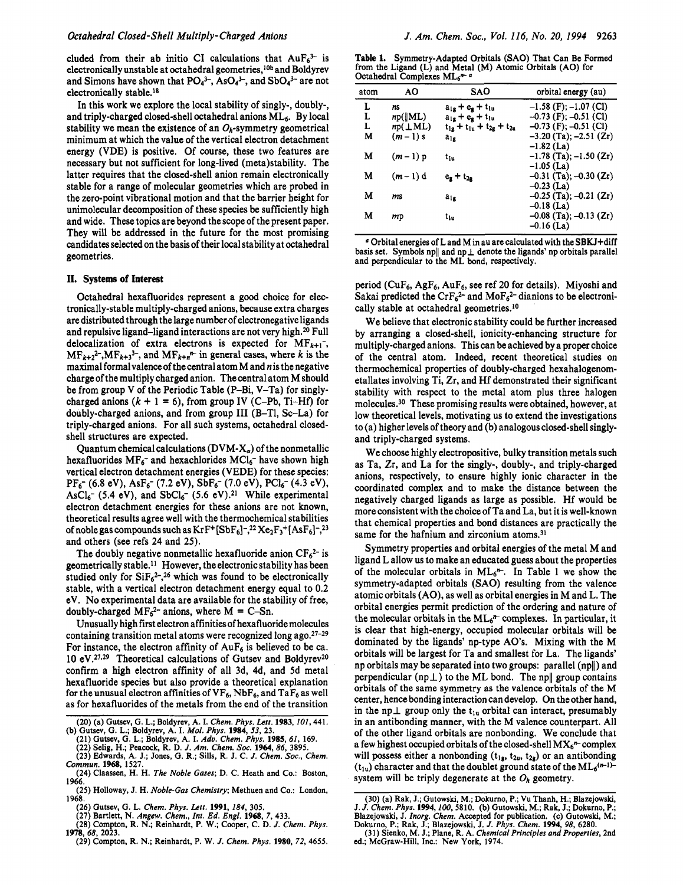cluded from their ab initio CI calculations that $AuF_6^{3-}$ is electronically unstable at octahedral geometries,[10b] and Boldyrev and Simons have shown that $PO_4^{3-}$, $AsO_4^{3-}$, and $SbO_4^{3-}$ are not electronically stable.[18]

In this work we explore the local stability of singly-, doubly-, and triply-charged closed-shell octahedral anions $ML_6$. By local stability we mean the existence of an $O_h$-symmetry geometrical minimum at which the value of the vertical electron detachment energy (VDE) is positive. Of course, these two features are necessary but not sufficient for long-lived (meta)stability. The latter requires that the closed-shell anion remain electronically stable for a range of molecular geometries which are probed in the zero-point vibrational motion and that the barrier height for unimolecular decomposition of these species be sufficiently high and wide. These topics are beyond the scope of the present paper. They will be addressed in the future for the most promising candidates selected on the basis of their local stability at octahedral geometries.

## II. Systems of Interest

Octahedral hexafluorides represent a good choice for electronically-stable multiply-charged anions, because extra charges are distributed through the large number of electronegative ligands and repulsive ligand–ligand interactions are not very high.[20] Full delocalization of extra electrons is expected for $MF_{k+1}^-$, $MF_{k+2}^{2-}$, $MF_{k+3}^{3-}$, and $MF_{k+n}^{n-}$ in general cases, where $k$ is the maximal formal valence of the central atom M and $n$ is the negative charge of the multiply charged anion. The central atom M should be from group V of the Periodic Table (P–Bi, V–Ta) for singly-charged anions ($k + 1 = 6$), from group IV (C–Pb, Ti–Hf) for doubly-charged anions, and from group III (B–Tl, Sc–La) for triply-charged anions. For all such systems, octahedral closed-shell structures are expected.

Quantum chemical calculations (DVM-$X_\alpha$) of the nonmetallic hexafluorides $MF_6^-$ and hexachlorides $MCl_6^-$ have shown high vertical electron detachment energies (VEDE) for these species: $PF_6^-$ (6.8 eV), $AsF_6^-$ (7.2 eV), $SbF_6^-$ (7.0 eV), $PCl_6^-$ (4.3 eV), $AsCl_6^-$ (5.4 eV), and $SbCl_6^-$ (5.6 eV).[21] While experimental electron detachment energies for these anions are not known, theoretical results agree well with the thermochemical stabilities of noble gas compounds such as $KrF^+[SbF_6]^-$,[22] $Xe_2F_3^+[AsF_6]^-$,[23] and others (see refs 24 and 25).

The doubly negative nonmetallic hexafluoride anion $CF_6^{2-}$ is geometrically stable.[11] However, the electronic stability has been studied only for $SiF_6^{2-}$,[26] which was found to be electronically stable, with a vertical electron detachment energy equal to 0.2 eV. No experimental data are available for the stability of free, doubly-charged $MF_6^{2-}$ anions, where M = C–Sn.

Unusually high first electron affinities of hexafluoride molecules containing transition metal atoms were recognized long ago.[27-29] For instance, the electron affinity of $AuF_6$ is believed to be ca. 10 eV.[27,29] Theoretical calculations of Gutsev and Boldyrev[20] confirm a high electron affinity of all 3d, 4d, and 5d metal hexafluoride species but also provide a theoretical explanation for the unusual electron affinities of $VF_6$, $NbF_6$, and $TaF_6$ as well as for hexafluorides of the metals from the end of the transition period ($CuF_6$, $AgF_6$, $AuF_6$, see ref 20 for details). Miyoshi and Sakai predicted the $CrF_6^{2-}$ and $MoF_6^{2-}$ dianions to be electronically stable at octahedral geometries.[10]

We believe that electronic stability could be further increased by arranging a closed-shell, ionicity-enhancing structure for multiply-charged anions. This can be achieved by a proper choice of the central atom. Indeed, recent theoretical studies on thermochemical properties of doubly-charged hexahalogenometallates involving Ti, Zr, and Hf demonstrated their significant stability with respect to the metal atom plus three halogen molecules.[30] These promising results were obtained, however, at low theoretical levels, motivating us to extend the investigations to (a) higher levels of theory and (b) analogous closed-shell singly- and triply-charged systems.

We choose highly electropositive, bulky transition metals such as Ta, Zr, and La for the singly-, doubly-, and triply-charged anions, respectively, to ensure highly ionic character in the coordinated complex and to make the distance between the negatively charged ligands as large as possible. Hf would be more consistent with the choice of Ta and La, but it is well-known that chemical properties and bond distances are practically the same for the hafnium and zirconium atoms.[31]

Symmetry properties and orbital energies of the metal M and ligand L allow us to make an educated guess about the properties of the molecular orbitals in $ML_6^{n-}$. In Table 1 we show the symmetry-adapted orbitals (SAO) resulting from the valence atomic orbitals (AO), as well as orbital energies in M and L. The orbital energies permit prediction of the ordering and nature of the molecular orbitals in the $ML_6^{n-}$ complexes. In particular, it is clear that high-energy, occupied molecular orbitals will be dominated by the ligands' $np$-type AO's. Mixing with the M orbitals will be largest for Ta and smallest for La. The ligands' $np$ orbitals may be separated into two groups: parallel ($np\parallel$) and perpendicular ($np\perp$) to the ML bond. The $np\parallel$ group contains orbitals of the same symmetry as the valence orbitals of the M center, hence bonding interaction can develop. On the other hand, in the $np\perp$ group only the $t_{1u}$ orbital can interact, presumably in an antibonding manner, with the M valence counterpart. All of the other ligand orbitals are nonbonding. We conclude that a few highest occupied orbitals of the closed-shell $MX_6^{n-}$ complex will possess either a nonbonding ($t_{1g}$, $t_{2u}$, $t_{2g}$) or an antibonding ($t_{1u}$) character and that the doublet ground state of the $ML_6^{(n-1)-}$ system will be triply degenerate at the $O_h$ geometry.

**Table 1.** Symmetry-Adapted Orbitals (SAO) That Can Be Formed from the Ligand (L) and Metal (M) Atomic Orbitals (AO) for Octahedral Complexes $ML_6^{n-}$ [a]

| atom | AO | SAO | orbital energy (au) |
|---|---|---|---|
| L | $ns$ | $a_{1g} + e_g + t_{1u}$ | −1.58 (F); −1.07 (Cl) |
| L | $np(\parallel ML)$ | $a_{1g} + e_g + t_{1u}$ | −0.73 (F); −0.51 (Cl) |
| L | $np(\perp ML)$ | $t_{1g} + t_{1u} + t_{2g} + t_{2u}$ | −0.73 (F); −0.51 (Cl) |
| M | $(m-1)$ s | $a_{1g}$ | −3.20 (Ta); −2.51 (Zr) −1.82 (La) |
| M | $(m-1)$ p | $t_{1u}$ | −1.78 (Ta); −1.50 (Zr) −1.05 (La) |
| M | $(m-1)$ d | $e_g + t_{2g}$ | −0.31 (Ta); −0.30 (Zr) −0.23 (La) |
| M | $m$s | $a_{1g}$ | −0.25 (Ta); −0.21 (Zr) −0.18 (La) |
| M | $m$p | $t_{1u}$ | −0.08 (Ta); −0.13 (Zr) −0.16 (La) |

[a] Orbital energies of L and M in au are calculated with the SBKJ+diff basis set. Symbols $np\parallel$ and $np\perp$ denote the ligands' $np$ orbitals parallel and perpendicular to the ML bond, respectively.

(20) (a) Gutsev, G. L.; Boldyrev, A. I. *Chem. Phys. Lett.* **1983**, *101*, 441. (b) Gutsev, G. L.; Boldyrev, A. I. *Mol. Phys.* **1984**, *53*, 23.
(21) Gutsev, G. L.; Boldyrev, A. I. *Adv. Chem. Phys.* **1985**, *61*, 169.
(22) Selig, H.; Peacock, R. D. *J. Am. Chem. Soc.* **1964**, *86*, 3895.
(23) Edwards, A. J.; Jones, G. R.; Sills, R. J. C. *J. Chem. Soc., Chem. Commun.* **1968**, 1527.
(24) Claassen, H. H. *The Noble Gases*; D. C. Heath and Co.: Boston, 1966.
(25) Holloway, J. H. *Noble-Gas Chemistry*; Methuen and Co.: London, 1968.
(26) Gutsev, G. L. *Chem. Phys. Lett.* **1991**, *184*, 305.
(27) Bartlett, N. *Angew. Chem., Int. Ed. Engl.* **1968**, *7*, 433.
(28) Compton, R. N.; Reinhardt, P. W.; Cooper, C. D. *J. Chem. Phys.* **1978**, *68*, 2023.
(29) Compton, R. N.; Reinhardt, P. W. *J. Chem. Phys.* **1980**, *72*, 4655.
(30) (a) Rak, J.; Gutowski, M.; Dokurno, P.; Vu Thanh, H.; Blazejowski, J. *J. Chem. Phys.* **1994**, *100*, 5810. (b) Gutowski, M.; Rak, J.; Dokurno, P.; Blazejowski, J. *Inorg. Chem.* Accepted for publication. (c) Gutowski, M.; Dokurno, P.; Rak, J.; Blazejowski, J. *J. Phys. Chem.* **1994**, *98*, 6280.
(31) Sienko, M. J.; Plane, R. A. *Chemical Principles and Properties*, 2nd ed.; McGraw-Hill, Inc.: New York, 1974.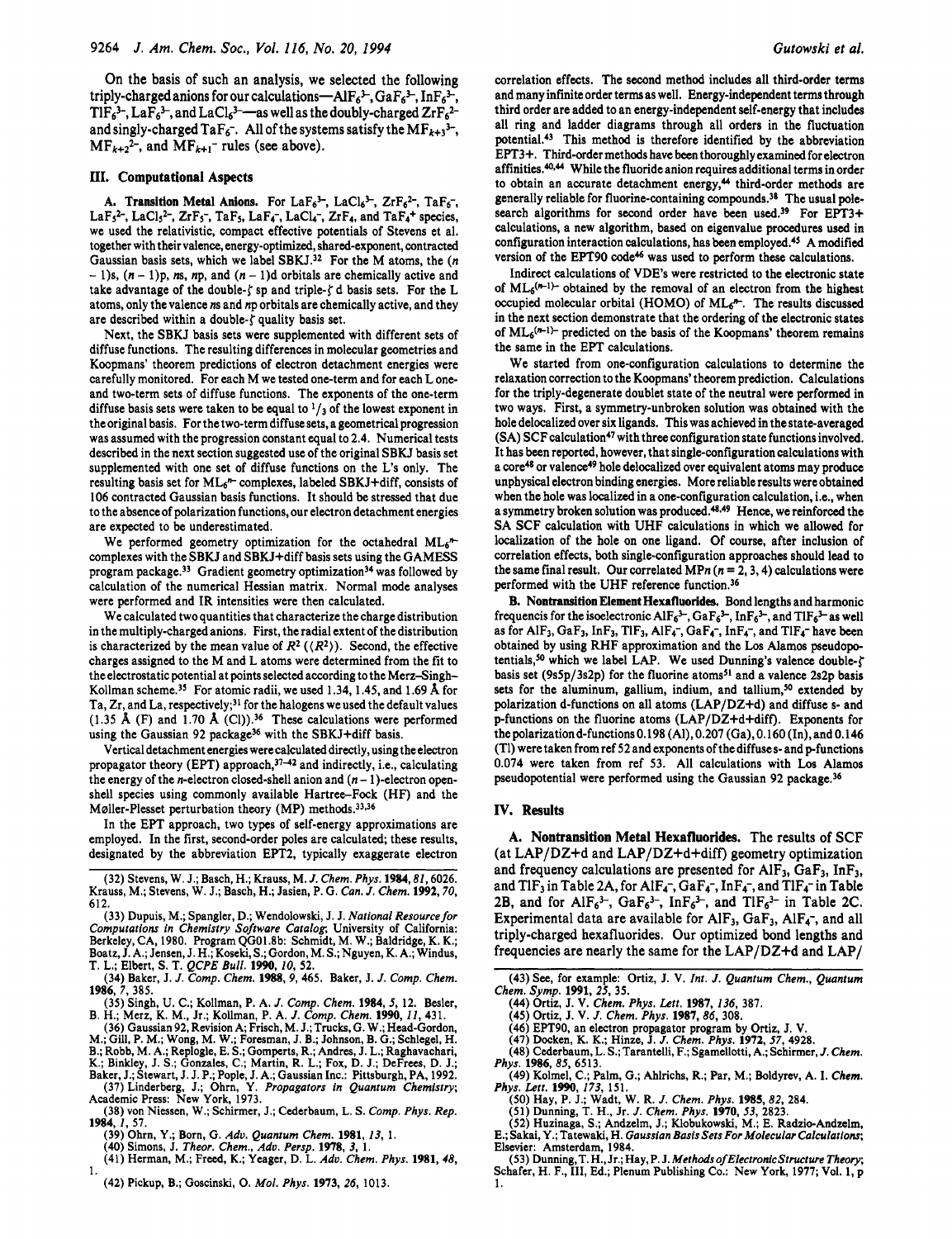On the basis of such an analysis, we selected the following triply-charged anions for our calculations—$AlF_6^{3-}$, $GaF_6^{3-}$, $InF_6^{3-}$, $TlF_6^{3-}$, $LaF_6^{3-}$, and $LaCl_6^{3-}$—as well as the doubly-charged $ZrF_6^{2-}$ and singly-charged $TaF_6^-$. All of the systems satisfy the $MF_{k+3}^{3-}$, $MF_{k+2}^{2-}$, and $MF_{k+1}^{-}$ rules (see above).

## III. Computational Aspects

**A. Transition Metal Anions.** For $LaF_6^{3-}$, $LaCl_6^{3-}$, $ZrF_6^{2-}$, $TaF_6^-$, $LaF_5^{2-}$, $LaCl_5^{2-}$, $ZrF_5^-$, $TaF_5$, $LaF_4^-$, $LaCl_4^-$, $ZrF_4$, and $TaF_4^+$ species, we used the relativistic, compact effective potentials of Stevens et al. together with their valence, energy-optimized, shared-exponent, contracted Gaussian basis sets, which we label SBKJ.[32] For the M atoms, the $(n-1)$s, $(n-1)$p, $n$s, $n$p, and $(n-1)$d orbitals are chemically active and take advantage of the double-$\zeta$ sp and triple-$\zeta$ d basis sets. For the L atoms, only the valence $n$s and $n$p orbitals are chemically active, and they are described within a double-$\zeta$ quality basis set.

Next, the SBKJ basis sets were supplemented with different sets of diffuse functions. The resulting differences in molecular geometries and Koopmans' theorem predictions of electron detachment energies were carefully monitored. For each M we tested one-term and for each L one- and two-term sets of diffuse functions. The exponents of the one-term diffuse basis sets were taken to be equal to $^1/_3$ of the lowest exponent in the original basis. For the two-term diffuse sets, a geometrical progression was assumed with the progression constant equal to 2.4. Numerical tests described in the next section suggested use of the original SBKJ basis set supplemented with one set of diffuse functions on the L's only. The resulting basis set for $ML_6^{n-}$ complexes, labeled SBKJ+diff, consists of 106 contracted Gaussian basis functions. It should be stressed that due to the absence of polarization functions, our electron detachment energies are expected to be underestimated.

We performed geometry optimization for the octahedral $ML_6^{n-}$ complexes with the SBKJ and SBKJ+diff basis sets using the GAMESS program package.[33] Gradient geometry optimization[34] was followed by calculation of the numerical Hessian matrix. Normal mode analyses were performed and IR intensities were then calculated.

We calculated two quantities that characterize the charge distribution in the multiply-charged anions. First, the radial extent of the distribution is characterized by the mean value of $R^2$ ($\langle R^2 \rangle$). Second, the effective charges assigned to the M and L atoms were determined from the fit to the electrostatic potential at points selected according to the Merz–Singh–Kollman scheme.[35] For atomic radii, we used 1.34, 1.45, and 1.69 Å for Ta, Zr, and La, respectively;[31] for the halogens we used the default values (1.35 Å (F) and 1.70 Å (Cl)).[36] These calculations were performed using the Gaussian 92 package[36] with the SBKJ+diff basis.

Vertical detachment energies were calculated directly, using the electron propagator theory (EPT) approach,[37-42] and indirectly, i.e., calculating the energy of the $n$-electron closed-shell anion and $(n-1)$-electron open-shell species using commonly available Hartree–Fock (HF) and the Møller-Plesset perturbation theory (MP) methods.[33,36]

In the EPT approach, two types of self-energy approximations are employed. In the first, second-order poles are calculated; these results, designated by the abbreviation EPT2, typically exaggerate electron correlation effects. The second method includes all third-order terms and many infinite order terms as well. Energy-independent terms through third order are added to an energy-independent self-energy that includes all ring and ladder diagrams through all orders in the fluctuation potential.[43] This method is therefore identified by the abbreviation EPT3+. Third-order methods have been thoroughly examined for electron affinities.[40,44] While the fluoride anion requires additional terms in order to obtain an accurate detachment energy,[44] third-order methods are generally reliable for fluorine-containing compounds.[38] The usual pole-search algorithms for second order have been used.[39] For EPT3+ calculations, a new algorithm, based on eigenvalue procedures used in configuration interaction calculations, has been employed.[45] A modified version of the EPT90 code[46] was used to perform these calculations.

Indirect calculations of VDE's were restricted to the electronic state of $ML_6^{(n-1)-}$ obtained by the removal of an electron from the highest occupied molecular orbital (HOMO) of $ML_6^{n-}$. The results discussed in the next section demonstrate that the ordering of the electronic states of $ML_6^{(n-1)-}$ predicted on the basis of the Koopmans' theorem remains the same in the EPT calculations.

We started from one-configuration calculations to determine the relaxation correction to the Koopmans' theorem prediction. Calculations for the triply-degenerate doublet state of the neutral were performed in two ways. First, a symmetry-unbroken solution was obtained with the hole delocalized over six ligands. This was achieved in the state-averaged (SA) SCF calculation[47] with three configuration state functions involved. It has been reported, however, that single-configuration calculations with a core[48] or valence[49] hole delocalized over equivalent atoms may produce unphysical electron binding energies. More reliable results were obtained when the hole was localized in a one-configuration calculation, i.e., when a symmetry broken solution was produced.[48,49] Hence, we reinforced the SA SCF calculation with UHF calculations in which we allowed for localization of the hole on one ligand. Of course, after inclusion of correlation effects, both single-configuration approaches should lead to the same final result. Our correlated MP$n$ ($n$ = 2, 3, 4) calculations were performed with the UHF reference function.[36]

**B. Nontransition Element Hexafluorides.** Bond lengths and harmonic frequencies for the isoelectronic $AlF_6^{3-}$, $GaF_6^{3-}$, $InF_6^{3-}$, and $TlF_6^{3-}$ as well as for $AlF_3$, $GaF_3$, $InF_3$, $TlF_3$, $AlF_4^-$, $GaF_4^-$, $InF_4^-$, and $TlF_4^-$ have been obtained by using RHF approximation and the Los Alamos pseudopotentials,[50] which we label LAP. We used Dunning's valence double-$\zeta$ basis set (9s5p/3s2p) for the fluorine atoms[51] and a valence 2s2p basis sets for the aluminum, gallium, indium, and tallium,[50] extended by polarization d-functions on all atoms (LAP/DZ+d) and diffuse s- and p-functions on the fluorine atoms (LAP/DZ+d+diff). Exponents for the polarization d-functions 0.198 (Al), 0.207 (Ga), 0.160 (In), and 0.146 (Tl) were taken from ref 52 and exponents of the diffuse s- and p-functions 0.074 were taken from ref 53. All calculations with Los Alamos pseudopotential were performed using the Gaussian 92 package.[36]

## IV. Results

**A. Nontransition Metal Hexafluorides.** The results of SCF (at LAP/DZ+d and LAP/DZ+d+diff) geometry optimization and frequency calculations are presented for $AlF_3$, $GaF_3$, $InF_3$, and $TlF_3$ in Table 2A, for $AlF_4^-$, $GaF_4^-$, $InF_4^-$, and $TlF_4^-$ in Table 2B, and for $AlF_6^{3-}$, $GaF_6^{3-}$, $InF_6^{3-}$, and $TlF_6^{3-}$ in Table 2C. Experimental data are available for $AlF_3$, $GaF_3$, $AlF_4^-$, and all triply-charged hexafluorides. Our optimized bond lengths and frequencies are nearly the same for the LAP/DZ+d and LAP/

(32) Stevens, W. J.; Basch, H.; Krauss, M. *J. Chem. Phys.* **1984**, *81*, 6026. Krauss, M.; Stevens, W. J.; Basch, H.; Jasien, P. G. *Can. J. Chem.* **1992**, *70*, 612.

(33) Dupuis, M.; Spangler, D.; Wendolowski, J. J. *National Resource for Computations in Chemistry Software Catalog*; University of California: Berkeley, CA, 1980. Program QG01.8b: Schmidt, M. W.; Baldridge, K. K.; Boatz, J. A.; Jensen, J. H.; Koseki, S.; Gordon, M. S.; Nguyen, K. A.; Windus, T. L.; Elbert, S. T. *QCPE Bull.* **1990**, *10*, 52.

(34) Baker, J. *J. Comp. Chem.* **1988**, *9*, 465. Baker, J. *J. Comp. Chem.* **1986**, *7*, 385.

(35) Singh, U. C.; Kollman, P. A. *J. Comp. Chem.* **1984**, *5*, 12. Besler, B. H.; Merz, K. M., Jr.; Kollman, P. A. *J. Comp. Chem.* **1990**, *11*, 431.

(36) Gaussian 92, Revision A; Frisch, M. J.; Trucks, G. W.; Head-Gordon, M.; Gill, P. M.; Wong, M. W.; Foresman, J. B.; Johnson, B. G.; Schlegel, H. B.; Robb, M. A.; Replogle, E. S.; Gomperts, R.; Andres, J. L.; Raghavachari, K.; Binkley, J. S.; Gonzales, C.; Martin, R. L.; Fox, D. J.; DeFrees, D. J.; Baker, J.; Stewart, J. J. P.; Pople, J. A.; Gaussian Inc.: Pittsburgh, PA, 1992.

(37) Linderberg, J.; Öhrn, Y. *Propagators in Quantum Chemistry*; Academic Press: New York, 1973.

(38) von Niessen, W.; Schirmer, J.; Cederbaum, L. S. *Comp. Phys. Rep.* **1984**, *1*, 57.

(39) Öhrn, Y.; Born, G. *Adv. Quantum Chem.* **1981**, *13*, 1.

(40) Simons, J. *Theor. Chem., Adv. Persp.* **1978**, *3*, 1.

(41) Herman, M.; Freed, K.; Yeager, D. L. *Adv. Chem. Phys.* **1981**, *48*, 1.

(42) Pickup, B.; Goscinski, O. *Mol. Phys.* **1973**, *26*, 1013.

(43) See, for example: Ortiz, J. V. *Int. J. Quantum Chem., Quantum Chem. Symp.* **1991**, *25*, 35.

(44) Ortiz, J. V. *Chem. Phys. Lett.* **1987**, *136*, 387.

(45) Ortiz, J. V. *J. Chem. Phys.* **1987**, *86*, 308.

(46) EPT90, an electron propagator program by Ortiz, J. V.

(47) Docken, K. K.; Hinze, J. *J. Chem. Phys.* **1972**, *57*, 4928.

(48) Cederbaum, L. S.; Tarantelli, F.; Sgamellotti, A.; Schirmer, *J. Chem. Phys.* **1986**, *85*, 6513.

(49) Kolmel, C.; Palm, G.; Ahlrichs, R.; Par, M.; Boldyrev, A. I. *Chem. Phys. Lett.* **1990**, *173*, 151.

(50) Hay, P. J.; Wadt, W. R. *J. Chem. Phys.* **1985**, *82*, 284.

(51) Dunning, T. H., Jr. *J. Chem. Phys.* **1970**, *53*, 2823.

(52) Huzinaga, S.; Andzelm, J.; Klobukowski, M.; E. Radzio-Andzelm, E.; Sakai, Y.; Tatewaki, H. *Gaussian Basis Sets For Molecular Calculations*; Elsevier: Amsterdam, 1984.

(53) Dunning, T. H., Jr.; Hay, P. J. *Methods of Electronic Structure Theory*; Schafer, H. F., III, Ed.; Plenum Publishing Co.: New York, 1977; Vol. 1, p 1.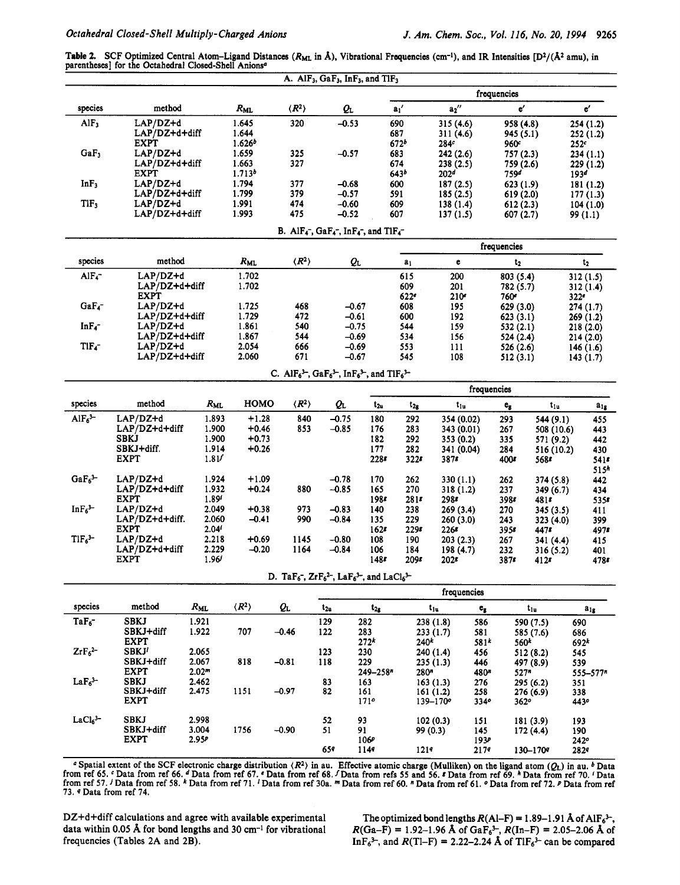**Table 2.** SCF Optimized Central Atom–Ligand Distances ($R_{ML}$ in Å), Vibrational Frequencies (cm$^{-1}$), and IR Intensities [D$^2$/(Å$^2$ amu), in parentheses] for the Octahedral Closed-Shell Anions[a]

A. $AlF_3$, $GaF_3$, $InF_3$, and $TlF_3$

| species | method | $R_{ML}$ | $\langle R^2 \rangle$ | $Q_L$ | frequencies | | | |
|---|---|---|---|---|---|---|---|---|
| | | | | | $a_1'$ | $a_2''$ | $e'$ | $e'$ |
| $AlF_3$ | LAP/DZ+d | 1.645 | 320 | −0.53 | 690 | 315 (4.6) | 958 (4.8) | 254 (1.2) |
| | LAP/DZ+d+diff | 1.644 | | | 687 | 311 (4.6) | 945 (5.1) | 252 (1.2) |
| | EXPT | 1.626[b] | | | 672[b] | 284[c] | 960[c] | 252[c] |
| $GaF_3$ | LAP/DZ+d | 1.659 | 325 | −0.57 | 683 | 242 (2.6) | 757 (2.3) | 234 (1.1) |
| | LAP/DZ+d+diff | 1.663 | 327 | | 674 | 238 (2.5) | 759 (2.6) | 229 (1.2) |
| | EXPT | 1.713[b] | | | 643[b] | 202[d] | 759[d] | 193[d] |
| $InF_3$ | LAP/DZ+d | 1.794 | 377 | −0.68 | 600 | 187 (2.5) | 623 (1.9) | 181 (1.2) |
| | LAP/DZ+d+diff | 1.799 | 379 | −0.57 | 591 | 185 (2.5) | 619 (2.0) | 177 (1.3) |
| $TlF_3$ | LAP/DZ+d | 1.991 | 474 | −0.60 | 609 | 138 (1.4) | 612 (2.3) | 104 (1.0) |
| | LAP/DZ+d+diff | 1.993 | 475 | −0.52 | 607 | 137 (1.5) | 607 (2.7) | 99 (1.1) |

B. $AlF_4^-$, $GaF_4^-$, $InF_4^-$, and $TlF_4^-$

| species | method | $R_{ML}$ | $\langle R^2 \rangle$ | $Q_L$ | frequencies | | | |
|---|---|---|---|---|---|---|---|---|
| | | | | | $a_1$ | $e$ | $t_2$ | $t_2$ |
| $AlF_4^-$ | LAP/DZ+d | 1.702 | | | 615 | 200 | 803 (5.4) | 312 (1.5) |
| | LAP/DZ+d+diff | 1.702 | | | 609 | 201 | 782 (5.7) | 312 (1.4) |
| | EXPT | | | | 622[e] | 210[e] | 760[e] | 322[e] |
| $GaF_4^-$ | LAP/DZ+d | 1.725 | 468 | −0.67 | 608 | 195 | 629 (3.0) | 274 (1.7) |
| | LAP/DZ+d+diff | 1.729 | 472 | −0.61 | 600 | 192 | 623 (3.1) | 269 (1.2) |
| $InF_4^-$ | LAP/DZ+d | 1.861 | 540 | −0.75 | 544 | 159 | 532 (2.1) | 218 (2.0) |
| | LAP/DZ+d+diff | 1.867 | 544 | −0.69 | 534 | 156 | 524 (2.4) | 214 (2.0) |
| $TlF_4^-$ | LAP/DZ+d | 2.054 | 666 | −0.69 | 553 | 111 | 526 (2.6) | 146 (1.6) |
| | LAP/DZ+d+diff | 2.060 | 671 | −0.67 | 545 | 108 | 512 (3.1) | 143 (1.7) |

C. $AlF_6^{3-}$, $GaF_6^{3-}$, $InF_6^{3-}$, and $TlF_6^{3-}$

| species | method | $R_{ML}$ | HOMO | $\langle R^2 \rangle$ | $Q_L$ | frequencies | | | | | |
|---|---|---|---|---|---|---|---|---|---|---|---|
| | | | | | | $t_{2u}$ | $t_{2g}$ | $t_{1u}$ | $e_g$ | $t_{1u}$ | $a_{1g}$ |
| $AlF_6^{3-}$ | LAP/DZ+d | 1.893 | +1.28 | 840 | −0.75 | 180 | 292 | 354 (0.02) | 293 | 544 (9.1) | 455 |
| | LAP/DZ+d+diff | 1.900 | +0.46 | 853 | −0.85 | 176 | 283 | 343 (0.01) | 267 | 508 (10.6) | 443 |
| | SBKJ | 1.900 | +0.73 | | | 182 | 292 | 353 (0.2) | 335 | 571 (9.2) | 442 |
| | SBKJ+diff. | 1.914 | +0.26 | | | 177 | 282 | 341 (0.04) | 284 | 516 (10.2) | 430 |
| | EXPT | 1.81[f] | | | | 228[g] | 322[g] | 387[g] | 400[g] | 568[g] | 541[g] 515[h] |
| $GaF_6^{3-}$ | LAP/DZ+d | 1.924 | +1.09 | | −0.78 | 170 | 262 | 330 (1.1) | 262 | 374 (5.8) | 442 |
| | LAP/DZ+d+diff | 1.932 | +0.24 | 880 | −0.85 | 165 | 270 | 318 (1.2) | 237 | 349 (6.7) | 434 |
| | EXPT | 1.89[i] | | | | 198[g] | 281[g] | 298[g] | 398[g] | 481[g] | 535[g] |
| $InF_6^{3-}$ | LAP/DZ+d | 2.049 | +0.38 | 973 | −0.83 | 140 | 238 | 269 (3.4) | 270 | 345 (3.5) | 411 |
| | LAP/DZ+d+diff. | 2.060 | −0.41 | 990 | −0.84 | 135 | 229 | 260 (3.0) | 243 | 323 (4.0) | 399 |
| | EXPT | 2.04[i] | | | | 162[g] | 229[g] | 226[g] | 395[g] | 447[g] | 497[g] |
| $TlF_6^{3-}$ | LAP/DZ+d | 2.218 | +0.69 | 1145 | −0.80 | 108 | 190 | 203 (2.3) | 267 | 341 (4.4) | 415 |
| | LAP/DZ+d+diff | 2.229 | −0.20 | 1164 | −0.84 | 106 | 184 | 198 (4.7) | 232 | 316 (5.2) | 401 |
| | EXPT | 1.96[j] | | | | 148[g] | 209[g] | 202[g] | 387[g] | 412[g] | 478[g] |

D. $TaF_6^-$, $ZrF_6^{2-}$, $LaF_6^{3-}$, and $LaCl_6^{3-}$

| species | method | $R_{ML}$ | $\langle R^2 \rangle$ | $Q_L$ | frequencies | | | | | |
|---|---|---|---|---|---|---|---|---|---|---|
| | | | | | $t_{2u}$ | $t_{2g}$ | $t_{1u}$ | $e_g$ | $t_{1u}$ | $a_{1g}$ |
| $TaF_6^-$ | SBKJ | 1.921 | | | 129 | 282 | 238 (1.8) | 586 | 590 (7.5) | 690 |
| | SBKJ+diff | 1.922 | 707 | −0.46 | 122 | 283 | 233 (1.7) | 581 | 585 (7.6) | 686 |
| | EXPT | | | | | 272[k] | 240[k] | 581[k] | 560[k] | 692[k] |
| $ZrF_6^{2-}$ | SBKJ[l] | 2.065 | | | 123 | 230 | 240 (1.4) | 456 | 512 (8.2) | 545 |
| | SBKJ+diff | 2.067 | 818 | −0.81 | 118 | 229 | 235 (1.3) | 446 | 497 (8.9) | 539 |
| | EXPT | 2.02[m] | | | | 249–258[n] | 280[n] | 480[n] | 527[n] | 555–577[n] |
| $LaF_6^{3-}$ | SBKJ | 2.462 | | | 83 | 163 | 163 (1.3) | 276 | 295 (6.2) | 351 |
| | SBKJ+diff | 2.475 | 1151 | −0.97 | 82 | 161 | 161 (1.2) | 258 | 276 (6.9) | 338 |
| | EXPT | | | | | 171[o] | 139–170[o] | 334[o] | 362[o] | 443[o] |
| $LaCl_6^{3-}$ | SBKJ | 2.998 | | | 52 | 93 | 102 (0.3) | 151 | 181 (3.9) | 193 |
| | SBKJ+diff | 3.004 | 1756 | −0.90 | 51 | 91 | 99 (0.3) | 145 | 172 (4.4) | 190 |
| | EXPT | 2.95[p] | | | | 106[p] | | 193[p] | | 242[o] |
| | | | | | 65[q] | 114[q] | 121[q] | 217[q] | 130–170[q] | 282[q] |

[a] Spatial extent of the SCF electronic charge distribution $\langle R^2 \rangle$ in au. Effective atomic charge (Mulliken) on the ligand atom ($Q_L$) in au. [b] Data from ref 65. [c] Data from ref 66. [d] Data from ref 67. [e] Data from ref 68. [f] Data from refs 55 and 56. [g] Data from ref 69. [h] Data from ref 70. [i] Data from ref 57. [j] Data from ref 58. [k] Data from ref 71. [l] Data from ref 30a. [m] Data from ref 60. [n] Data from ref 61. [o] Data from ref 72. [p] Data from ref 73. [q] Data from ref 74.

DZ+d+diff calculations and agree with available experimental data within 0.05 Å for bond lengths and 30 cm$^{-1}$ for vibrational frequencies (Tables 2A and 2B).

The optimized bond lengths $R$(Al–F) = 1.89–1.91 Å of $AlF_6^{3-}$, $R$(Ga–F) = 1.92–1.96 Å of $GaF_6^{3-}$, $R$(In–F) = 2.05–2.06 Å of $InF_6^{3-}$, and $R$(Tl–F) = 2.22–2.24 Å of $TlF_6^{3-}$ can be compared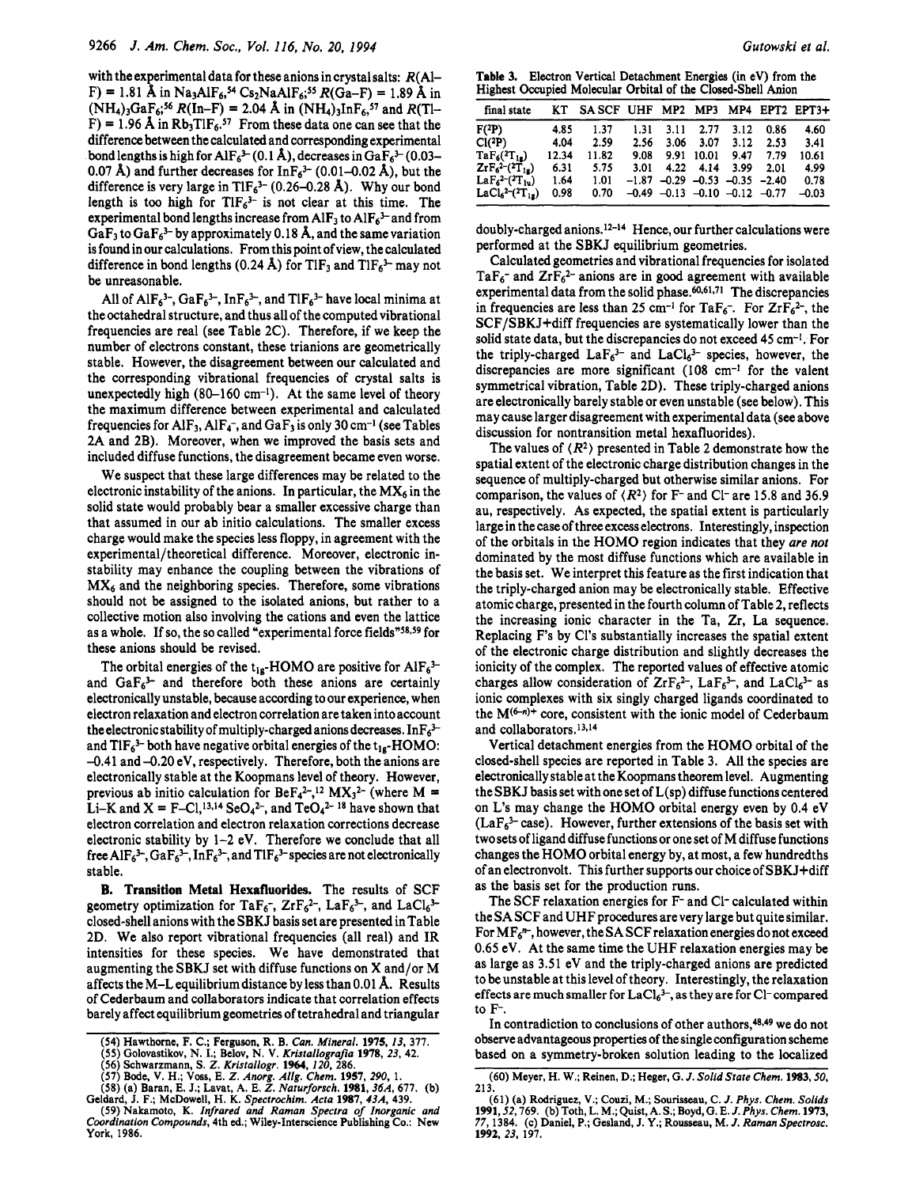with the experimental data for these anions in crystal salts: $R$(Al–F) = 1.81 Å in $Na_3AlF_6$,[54] $Cs_2NaAlF_6$;[55] $R$(Ga–F) = 1.89 Å in $(NH_4)_3GaF_6$;[56] $R$(In–F) = 2.04 Å in $(NH_4)_3InF_6$,[57] and $R$(Tl–F) = 1.96 Å in $Rb_3TlF_6$.[57] From these data one can see that the difference between the calculated and corresponding experimental bond lengths is high for $AlF_6^{3-}$ (0.1 Å), decreases in $GaF_6^{3-}$ (0.03–0.07 Å) and further decreases for $InF_6^{3-}$ (0.01–0.02 Å), but the difference is very large in $TlF_6^{3-}$ (0.26–0.28 Å). Why our bond length is too high for $TlF_6^{3-}$ is not clear at this time. The experimental bond lengths increase from $AlF_3$ to $AlF_6^{3-}$ and from $GaF_3$ to $GaF_6^{3-}$ by approximately 0.18 Å, and the same variation is found in our calculations. From this point of view, the calculated difference in bond lengths (0.24 Å) for $TlF_3$ and $TlF_6^{3-}$ may not be unreasonable.

All of $AlF_6^{3-}$, $GaF_6^{3-}$, $InF_6^{3-}$, and $TlF_6^{3-}$ have local minima at the octahedral structure, and thus all of the computed vibrational frequencies are real (see Table 2C). Therefore, if we keep the number of electrons constant, these trianions are geometrically stable. However, the disagreement between our calculated and the corresponding vibrational frequencies of crystal salts is unexpectedly high (80–160 cm$^{-1}$). At the same level of theory the maximum difference between experimental and calculated frequencies for $AlF_3$, $AlF_4^-$, and $GaF_3$ is only 30 cm$^{-1}$ (see Tables 2A and 2B). Moreover, when we improved the basis sets and included diffuse functions, the disagreement became even worse.

We suspect that these large differences may be related to the electronic instability of the anions. In particular, the $MX_6$ in the solid state would probably bear a smaller excessive charge than that assumed in our ab initio calculations. The smaller excess charge would make the species less floppy, in agreement with the experimental/theoretical difference. Moreover, electronic instability may enhance the coupling between the vibrations of $MX_6$ and the neighboring species. Therefore, some vibrations should not be assigned to the isolated anions, but rather to a collective motion also involving the cations and even the lattice as a whole. If so, the so called "experimental force fields"[58,59] for these anions should be revised.

The orbital energies of the $t_{1g}$-HOMO are positive for $AlF_6^{3-}$ and $GaF_6^{3-}$ and therefore both these anions are certainly electronically unstable, because according to our experience, when electron relaxation and electron correlation are taken into account the electronic stability of multiply-charged anions decreases. $InF_6^{3-}$ and $TlF_6^{3-}$ both have negative orbital energies of the $t_{1g}$-HOMO: −0.41 and −0.20 eV, respectively. Therefore, both the anions are electronically stable at the Koopmans level of theory. However, previous ab initio calculation for $BeF_4^{2-}$,[12] $MX_3^{2-}$ (where M = Li–K and X = F–Cl,[13,14] $SeO_4^{2-}$, and $TeO_4^{2-}$ [18] have shown that electron correlation and electron relaxation corrections decrease electronic stability by 1–2 eV. Therefore we conclude that all free $AlF_6^{3-}$, $GaF_6^{3-}$, $InF_6^{3-}$, and $TlF_6^{3-}$ species are not electronically stable.

**B. Transition Metal Hexafluorides.** The results of SCF geometry optimization for $TaF_6^-$, $ZrF_6^{2-}$, $LaF_6^{3-}$, and $LaCl_6^{3-}$ closed-shell anions with the SBKJ basis set are presented in Table 2D. We also report vibrational frequencies (all real) and IR intensities for these species. We have demonstrated that augmenting the SBKJ set with diffuse functions on X and/or M affects the M–L equilibrium distance by less than 0.01 Å. Results of Cederbaum and collaborators indicate that correlation effects barely affect equilibrium geometries of tetrahedral and triangular doubly-charged anions.[12–14] Hence, our further calculations were performed at the SBKJ equilibrium geometries.

Calculated geometries and vibrational frequencies for isolated $TaF_6^-$ and $ZrF_6^{2-}$ anions are in good agreement with available experimental data from the solid phase.[60,61,71] The discrepancies in frequencies are less than 25 cm$^{-1}$ for $TaF_6^-$. For $ZrF_6^{2-}$, the SCF/SBKJ+diff frequencies are systematically lower than the solid state data, but the discrepancies do not exceed 45 cm$^{-1}$. For the triply-charged $LaF_6^{3-}$ and $LaCl_6^{3-}$ species, however, the discrepancies are more significant (108 cm$^{-1}$ for the valent symmetrical vibration, Table 2D). These triply-charged anions are electronically barely stable or even unstable (see below). This may cause larger disagreement with experimental data (see above discussion for nontransition metal hexafluorides).

The values of $\langle R^2 \rangle$ presented in Table 2 demonstrate how the spatial extent of the electronic charge distribution changes in the sequence of multiply-charged but otherwise similar anions. For comparison, the values of $\langle R^2 \rangle$ for $F^-$ and $Cl^-$ are 15.8 and 36.9 au, respectively. As expected, the spatial extent is particularly large in the case of three excess electrons. Interestingly, inspection of the orbitals in the HOMO region indicates that they *are not* dominated by the most diffuse functions which are available in the basis set. We interpret this feature as the first indication that the triply-charged anion may be electronically stable. Effective atomic charge, presented in the fourth column of Table 2, reflects the increasing ionic character in the Ta, Zr, La sequence. Replacing F's by Cl's substantially increases the spatial extent of the electronic charge distribution and slightly decreases the ionicity of the complex. The reported values of effective atomic charges allow consideration of $ZrF_6^{2-}$, $LaF_6^{3-}$, and $LaCl_6^{3-}$ as ionic complexes with six singly charged ligands coordinated to the $M^{(6-n)+}$ core, consistent with the ionic model of Cederbaum and collaborators.[13,14]

**Table 3.** Electron Vertical Detachment Energies (in eV) from the Highest Occupied Molecular Orbital of the Closed-Shell Anion

| final state | KT | SA SCF | UHF | MP2 | MP3 | MP4 | EPT2 | EPT3+ |
|---|---|---|---|---|---|---|---|---|
| F($^2$P) | 4.85 | 1.37 | 1.31 | 3.11 | 2.77 | 3.12 | 0.86 | 4.60 |
| Cl($^2$P) | 4.04 | 2.59 | 2.56 | 3.06 | 3.07 | 3.12 | 2.53 | 3.41 |
| $TaF_6$($^2T_{1g}$) | 12.34 | 11.82 | 9.08 | 9.91 | 10.01 | 9.47 | 7.79 | 10.61 |
| $ZrF_6^-$($^2T_{1g}$) | 6.31 | 5.75 | 3.01 | 4.22 | 4.14 | 3.99 | 2.01 | 4.99 |
| $LaF_6^{2-}$($^2T_{1u}$) | 1.64 | 1.01 | −1.87 | −0.29 | −0.53 | −0.35 | −2.40 | 0.78 |
| $LaCl_6^{2-}$($^2T_{1g}$) | 0.98 | 0.70 | −0.49 | −0.13 | −0.10 | −0.12 | −0.77 | −0.03 |

Vertical detachment energies from the HOMO orbital of the closed-shell species are reported in Table 3. All the species are electronically stable at the Koopmans theorem level. Augmenting the SBKJ basis set with one set of L(sp) diffuse functions centered on L's may change the HOMO orbital energy even by 0.4 eV ($LaF_6^{3-}$ case). However, further extensions of the basis set with two sets of ligand diffuse functions or one set of M diffuse functions changes the HOMO orbital energy by, at most, a few hundredths of an electronvolt. This further supports our choice of SBKJ+diff as the basis set for the production runs.

The SCF relaxation energies for $F^-$ and $Cl^-$ calculated within the SA SCF and UHF procedures are very large but quite similar. For $MF_6^{n-}$, however, the SA SCF relaxation energies do not exceed 0.65 eV. At the same time the UHF relaxation energies may be as large as 3.51 eV and the triply-charged anions are predicted to be unstable at this level of theory. Interestingly, the relaxation effects are much smaller for $LaCl_6^{3-}$, as they are for $Cl^-$ compared to $F^-$.

In contradiction to conclusions of other authors,[48,49] we do not observe advantageous properties of the single configuration scheme based on a symmetry-broken solution leading to the localized

(54) Hawthorne, F. C.; Ferguson, R. B. *Can. Mineral.* **1975**, *13*, 377.
(55) Golovastikov, N. I.; Belov, N. V. *Kristallografia* **1978**, *23*, 42.
(56) Schwarzmann, S. *Z. Kristallogr.* **1964**, *120*, 286.
(57) Bode, V. H.; Voss, E. *Z. Anorg. Allg. Chem.* **1957**, *290*, 1.
(58) (a) Baran, E. J.; Lavat, A. E. *Z. Naturforsch.* **1981**, *36A*, 677. (b) Geldard, J. F.; McDowell, H. K. *Spectrochim. Acta* **1987**, *43A*, 439.
(59) Nakamoto, K. *Infrared and Raman Spectra of Inorganic and Coordination Compounds*, 4th ed.; Wiley-Interscience Publishing Co.: New York, 1986.
(60) Meyer, H. W.; Reinen, D.; Heger, G. *J. Solid State Chem.* **1983**, *50*, 213.
(61) (a) Rodriguez, V.; Couzi, M.; Sourisseau, C. *J. Phys. Chem. Solids* **1991**, *52*, 769. (b) Toth, L. M.; Quist, A. S.; Boyd, G. E. *J. Phys. Chem.* **1973**, *77*, 1384. (c) Daniel, P.; Gesland, J. Y.; Rousseau, M. *J. Raman Spectrosc.* **1992**, *23*, 197.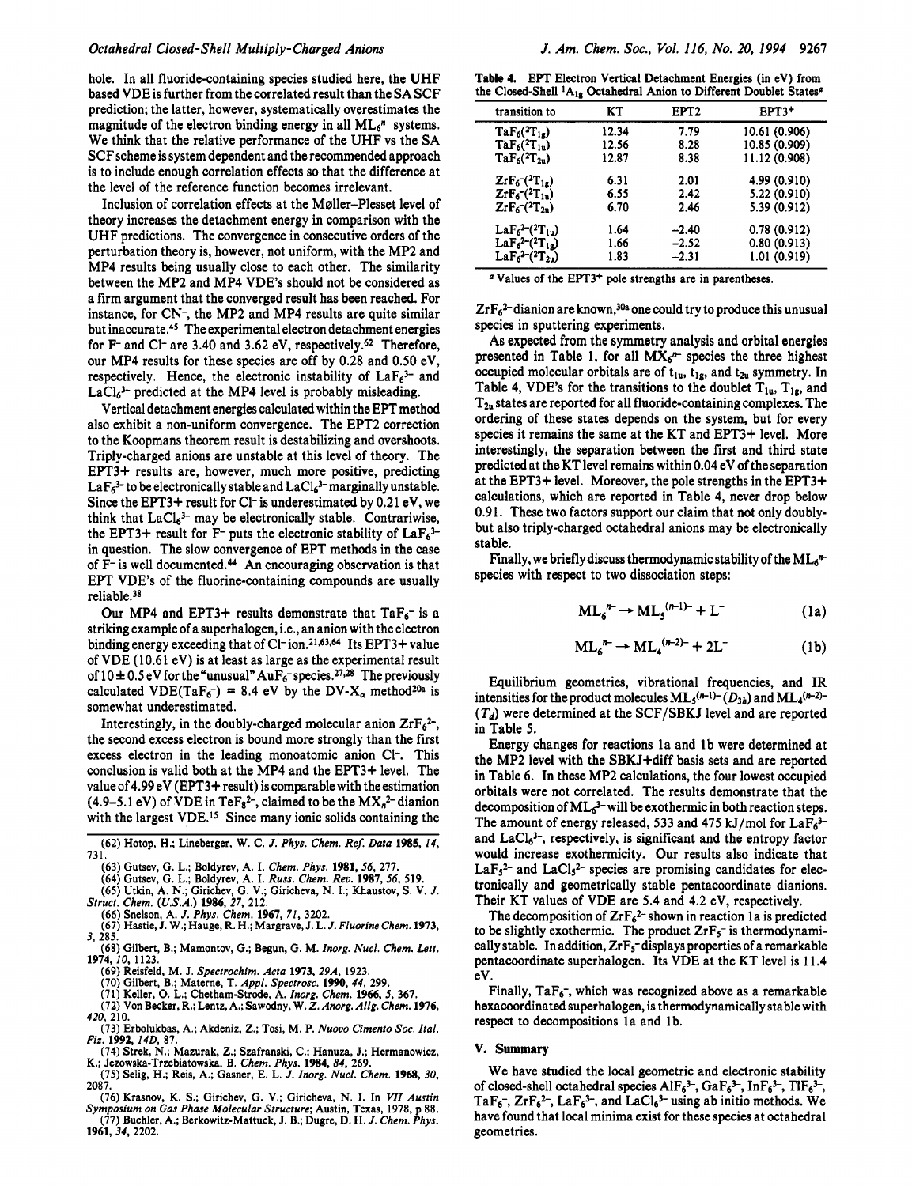hole. In all fluoride-containing species studied here, the UHF based VDE is further from the correlated result than the SA SCF prediction; the latter, however, systematically overestimates the magnitude of the electron binding energy in all $ML_6^{n-}$ systems. We think that the relative performance of the UHF vs the SA SCF scheme is system dependent and the recommended approach is to include enough correlation effects so that the difference at the level of the reference function becomes irrelevant.

Inclusion of correlation effects at the Møller–Plesset level of theory increases the detachment energy in comparison with the UHF predictions. The convergence in consecutive orders of the perturbation theory is, however, not uniform, with the MP2 and MP4 results being usually close to each other. The similarity between the MP2 and MP4 VDE's should not be considered as a firm argument that the converged result has been reached. For instance, for $CN^-$, the MP2 and MP4 results are quite similar but inaccurate.[45] The experimental electron detachment energies for $F^-$ and $Cl^-$ are 3.40 and 3.62 eV, respectively.[62] Therefore, our MP4 results for these species are off by 0.28 and 0.50 eV, respectively. Hence, the electronic instability of $LaF_6^{3-}$ and $LaCl_6^{3-}$ predicted at the MP4 level is probably misleading.

Vertical detachment energies calculated within the EPT method also exhibit a non-uniform convergence. The EPT2 correction to the Koopmans theorem result is destabilizing and overshoots. Triply-charged anions are unstable at this level of theory. The EPT3+ results are, however, much more positive, predicting $LaF_6^{3-}$ to be electronically stable and $LaCl_6^{3-}$ marginally unstable. Since the EPT3+ result for $Cl^-$ is underestimated by 0.21 eV, we think that $LaCl_6^{3-}$ may be electronically stable. Contrariwise, the EPT3+ result for $F^-$ puts the electronic stability of $LaF_6^{3-}$ in question. The slow convergence of EPT methods in the case of $F^-$ is well documented.[44] An encouraging observation is that EPT VDE's of the fluorine-containing compounds are usually reliable.[38]

Our MP4 and EPT3+ results demonstrate that $TaF_6^-$ is a striking example of a superhalogen, i.e., an anion with the electron binding energy exceeding that of $Cl^-$ ion.[21,63,64] Its EPT3+ value of VDE (10.61 eV) is at least as large as the experimental result of 10 ± 0.5 eV for the "unusual" $AuF_6^-$ species.[27,28] The previously calculated VDE($TaF_6^-$) = 8.4 eV by the DV-$X_\alpha$ method[20a] is somewhat underestimated.

Interestingly, in the doubly-charged molecular anion $ZrF_6^{2-}$, the second excess electron is bound more strongly than the first excess electron in the leading monoatomic anion $Cl^-$. This conclusion is valid both at the MP4 and the EPT3+ level. The value of 4.99 eV (EPT3+ result) is comparable with the estimation (4.9–5.1 eV) of VDE in $TeF_8^{2-}$, claimed to be the $MX_n^{2-}$ dianion with the largest VDE.[15] Since many ionic solids containing the $ZrF_6^{2-}$ dianion are known,[30a] one could try to produce this unusual species in sputtering experiments.

As expected from the symmetry analysis and orbital energies presented in Table 1, for all $MX_6^{n-}$ species the three highest occupied molecular orbitals are of $t_{1u}$, $t_{1g}$, and $t_{2u}$ symmetry. In Table 4, VDE's for the transitions to the doublet $T_{1u}$, $T_{1g}$, and $T_{2u}$ states are reported for all fluoride-containing complexes. The ordering of these states depends on the system, but for every species it remains the same at the KT and EPT3+ level. More interestingly, the separation between the first and third state predicted at the KT level remains within 0.04 eV of the separation at the EPT3+ level. Moreover, the pole strengths in the EPT3+ calculations, which are reported in Table 4, never drop below 0.91. These two factors support our claim that not only doubly- but also triply-charged octahedral anions may be electronically stable.

**Table 4.** EPT Electron Vertical Detachment Energies (in eV) from the Closed-Shell $^1A_{1g}$ Octahedral Anion to Different Doublet States[a]

| transition to | KT | EPT2 | EPT3+ |
|---|---|---|---|
| $TaF_6(^2T_{1g})$ | 12.34 | 7.79 | 10.61 (0.906) |
| $TaF_6(^2T_{1u})$ | 12.56 | 8.28 | 10.85 (0.909) |
| $TaF_6(^2T_{2u})$ | 12.87 | 8.38 | 11.12 (0.908) |
| $ZrF_6^-(^2T_{1g})$ | 6.31 | 2.01 | 4.99 (0.910) |
| $ZrF_6^-(^2T_{1u})$ | 6.55 | 2.42 | 5.22 (0.910) |
| $ZrF_6^-(^2T_{2u})$ | 6.70 | 2.46 | 5.39 (0.912) |
| $LaF_6^{2-}(^2T_{1u})$ | 1.64 | −2.40 | 0.78 (0.912) |
| $LaF_6^{2-}(^2T_{1g})$ | 1.66 | −2.52 | 0.80 (0.913) |
| $LaF_6^{2-}(^2T_{2u})$ | 1.83 | −2.31 | 1.01 (0.919) |

[a] Values of the EPT3+ pole strengths are in parentheses.

Finally, we briefly discuss thermodynamic stability of the $ML_6^{n-}$ species with respect to two dissociation steps:

$$ML_6^{n-} \rightarrow ML_5^{(n-1)-} + L^- \qquad (1a)$$

$$ML_6^{n-} \rightarrow ML_4^{(n-2)-} + 2L^- \qquad (1b)$$

Equilibrium geometries, vibrational frequencies, and IR intensities for the product molecules $ML_5^{(n-1)-}$ ($D_{3h}$) and $ML_4^{(n-2)-}$ ($T_d$) were determined at the SCF/SBKJ level and are reported in Table 5.

Energy changes for reactions 1a and 1b were determined at the MP2 level with the SBKJ+diff basis sets and are reported in Table 6. In these MP2 calculations, the four lowest occupied orbitals were not correlated. The results demonstrate that the decomposition of $ML_6^{3-}$ will be exothermic in both reaction steps. The amount of energy released, 533 and 475 kJ/mol for $LaF_6^{3-}$ and $LaCl_6^{3-}$, respectively, is significant and the entropy factor would increase exothermicity. Our results also indicate that $LaF_5^{2-}$ and $LaCl_5^{2-}$ species are promising candidates for electronically and geometrically stable pentacoordinate dianions. Their KT values of VDE are 5.4 and 4.2 eV, respectively.

The decomposition of $ZrF_6^{2-}$ shown in reaction 1a is predicted to be slightly exothermic. The product $ZrF_5^-$ is thermodynamically stable. In addition, $ZrF_5^-$ displays properties of a remarkable pentacoordinate superhalogen. Its VDE at the KT level is 11.4 eV.

Finally, $TaF_6^-$, which was recognized above as a remarkable hexacoordinated superhalogen, is thermodynamically stable with respect to decompositions 1a and 1b.

## V. Summary

We have studied the local geometric and electronic stability of closed-shell octahedral species $AlF_6^{3-}$, $GaF_6^{3-}$, $InF_6^{3-}$, $TlF_6^{3-}$, $TaF_6^-$, $ZrF_6^{2-}$, $LaF_6^{3-}$, and $LaCl_6^{3-}$ using ab initio methods. We have found that local minima exist for these species at octahedral geometries.

(62) Hotop, H.; Lineberger, W. C. *J. Phys. Chem. Ref. Data* **1985**, *14*, 731.

(63) Gutsev, G. L.; Boldyrev, A. I. *Chem. Phys.* **1981**, *56*, 277.

(64) Gutsev, G. L.; Boldyrev, A. I. *Russ. Chem. Rev.* **1987**, *56*, 519.

(65) Utkin, A. N.; Girichev, G. V.; Giricheva, N. I.; Khaustov, S. V. *J. Struct. Chem. (U.S.A.)* **1986**, *27*, 212.

(66) Snelson, A. *J. Phys. Chem.* **1967**, *71*, 3202.

(67) Hastie, J. W.; Hauge, R. H.; Margrave, J. L. *J. Fluorine Chem.* **1973**, *3*, 285.

(68) Gilbert, B.; Mamontov, G.; Begun, G. M. *Inorg. Nucl. Chem. Lett.* **1974**, *10*, 1123.

(69) Reisfeld, M. J. *Spectrochim. Acta* **1973**, *29A*, 1923.

(70) Gilbert, B.; Materne, T. *Appl. Spectrosc.* **1990**, *44*, 299.

(71) Keller, O. L.; Chetham-Strode, A. *Inorg. Chem.* **1966**, *5*, 367.

(72) Von Becker, R.; Lentz, A.; Sawodny, W. *Z. Anorg. Allg. Chem.* **1976**, *420*, 210.

(73) Erbolukbas, A.; Akdeniz, Z.; Tosi, M. P. *Nuovo Cimento Soc. Ital. Fiz.* **1992**, *14D*, 87.

(74) Strek, N.; Mazurak, Z.; Szafranski, C.; Hanuza, J.; Hermanowicz, K.; Jezowska-Trzebiatowska, B. *Chem. Phys.* **1984**, *84*, 269.

(75) Selig, H.; Reis, A.; Gasner, E. L. *J. Inorg. Nucl. Chem.* **1968**, *30*, 2087.

(76) Krasnov, K. S.; Girichev, G. V.; Giricheva, N. I. In *VII Austin Symposium on Gas Phase Molecular Structure*; Austin, Texas, 1978, p 88.

(77) Buchler, A.; Berkowitz-Mattuck, J. B.; Dugre, D. H. *J. Chem. Phys.* **1961**, *34*, 2202.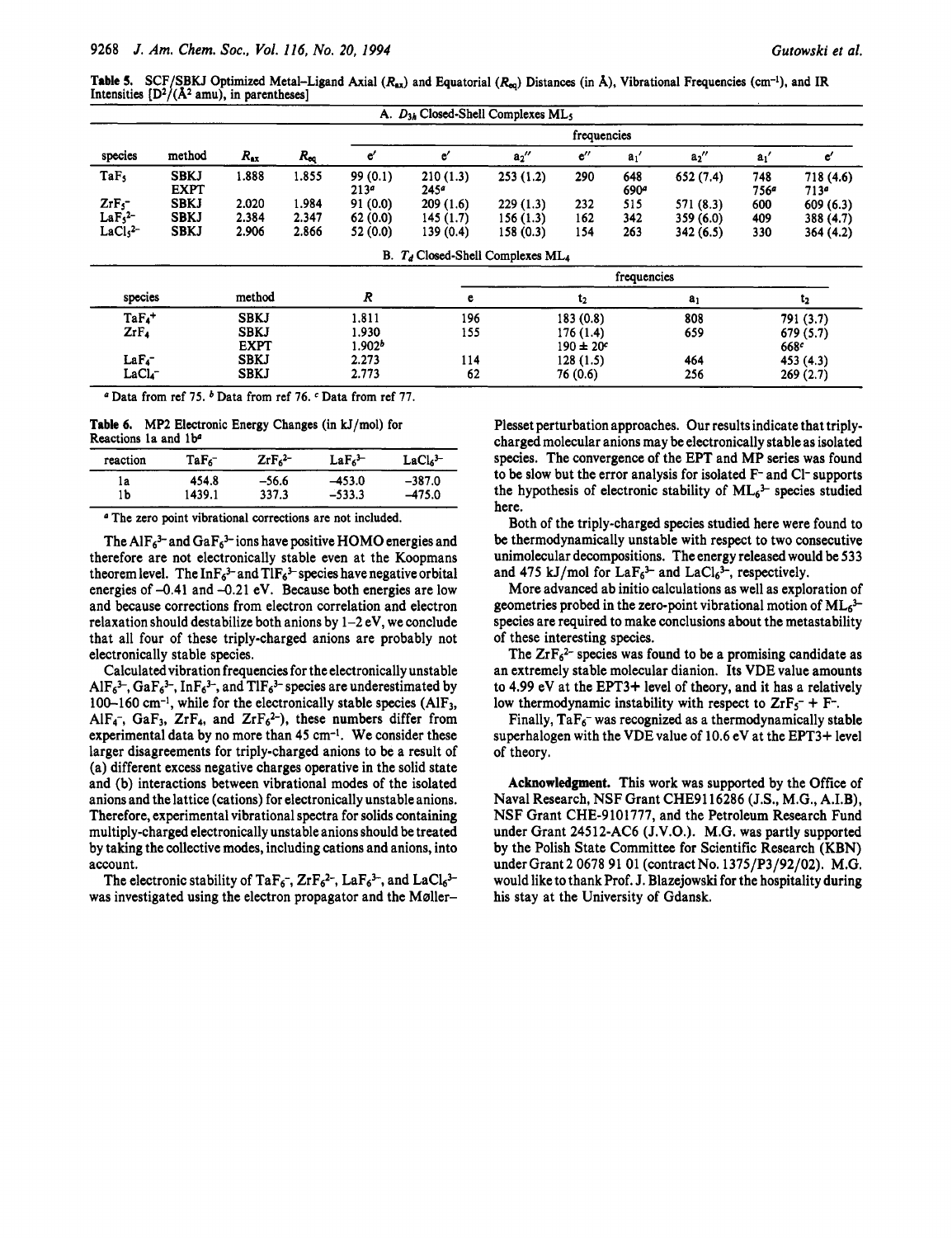**Table 5.** SCF/SBKJ Optimized Metal–Ligand Axial ($R_{ax}$) and Equatorial ($R_{eq}$) Distances (in Å), Vibrational Frequencies (cm$^{-1}$), and IR Intensities [D$^2$/(Å$^2$ amu), in parentheses]

A. $D_{3h}$ Closed-Shell Complexes $ML_5$

| | | | | frequencies | | | | | | | |
|---|---|---|---|---|---|---|---|---|---|---|---|
| species | method | $R_{ax}$ | $R_{eq}$ | e′ | e′ | a₂″ | e″ | a₁′ | a₂″ | a₁′ | e′ |
| $TaF_5$ | SBKJ | 1.888 | 1.855 | 99 (0.1) | 210 (1.3) | 253 (1.2) | 290 | 648 | 652 (7.4) | 748 | 718 (4.6) |
| | EXPT | | | 213[a] | 245[a] | | | 690[a] | | 756[a] | 713[a] |
| $ZrF_5^-$ | SBKJ | 2.020 | 1.984 | 91 (0.0) | 209 (1.6) | 229 (1.3) | 232 | 515 | 571 (8.3) | 600 | 609 (6.3) |
| $LaF_5^{2-}$ | SBKJ | 2.384 | 2.347 | 62 (0.0) | 145 (1.7) | 156 (1.3) | 162 | 342 | 359 (6.0) | 409 | 388 (4.7) |
| $LaCl_5^{2-}$ | SBKJ | 2.906 | 2.866 | 52 (0.0) | 139 (0.4) | 158 (0.3) | 154 | 263 | 342 (6.5) | 330 | 364 (4.2) |

B. $T_d$ Closed-Shell Complexes $ML_4$

| | | | frequencies | | | |
|---|---|---|---|---|---|---|
| species | method | $R$ | e | t₂ | a₁ | t₂ |
| $TaF_4^+$ | SBKJ | 1.811 | 196 | 183 (0.8) | 808 | 791 (3.7) |
| $ZrF_4$ | SBKJ | 1.930 | 155 | 176 (1.4) | 659 | 679 (5.7) |
| | EXPT | 1.902[b] | | 190 ± 20[c] | | 668[c] |
| $LaF_4^-$ | SBKJ | 2.273 | 114 | 128 (1.5) | 464 | 453 (4.3) |
| $LaCl_4^-$ | SBKJ | 2.773 | 62 | 76 (0.6) | 256 | 269 (2.7) |

[a] Data from ref 75. [b] Data from ref 76. [c] Data from ref 77.

**Table 6.** MP2 Electronic Energy Changes (in kJ/mol) for Reactions 1a and 1b[a]

| reaction | $TaF_6^-$ | $ZrF_6^{2-}$ | $LaF_6^{3-}$ | $LaCl_6^{3-}$ |
|---|---|---|---|---|
| 1a | 454.8 | −56.6 | −453.0 | −387.0 |
| 1b | 1439.1 | 337.3 | −533.3 | −475.0 |

[a] The zero point vibrational corrections are not included.

The $AlF_6^{3-}$ and $GaF_6^{3-}$ ions have positive HOMO energies and therefore are not electronically stable even at the Koopmans theorem level. The $InF_6^{3-}$ and $TlF_6^{3-}$ species have negative orbital energies of −0.41 and −0.21 eV. Because both energies are low and because corrections from electron correlation and electron relaxation should destabilize both anions by 1–2 eV, we conclude that all four of these triply-charged anions are probably not electronically stable species.

Calculated vibration frequencies for the electronically unstable $AlF_6^{3-}$, $GaF_6^{3-}$, $InF_6^{3-}$, and $TlF_6^{3-}$ species are underestimated by 100–160 cm$^{-1}$, while for the electronically stable species ($AlF_3$, $AlF_4^-$, $GaF_3$, $ZrF_4$, and $ZrF_6^{2-}$), these numbers differ from experimental data by no more than 45 cm$^{-1}$. We consider these larger disagreements for triply-charged anions to be a result of (a) different excess negative charges operative in the solid state and (b) interactions between vibrational modes of the isolated anions and the lattice (cations) for electronically unstable anions. Therefore, experimental vibrational spectra for solids containing multiply-charged electronically unstable anions should be treated by taking the collective modes, including cations and anions, into account.

The electronic stability of $TaF_6^-$, $ZrF_6^{2-}$, $LaF_6^{3-}$, and $LaCl_6^{3-}$ was investigated using the electron propagator and the Møller–Plesset perturbation approaches. Our results indicate that triply-charged molecular anions may be electronically stable as isolated species. The convergence of the EPT and MP series was found to be slow but the error analysis for isolated $F^-$ and $Cl^-$ supports the hypothesis of electronic stability of $ML_6^{3-}$ species studied here.

Both of the triply-charged species studied here were found to be thermodynamically unstable with respect to two consecutive unimolecular decompositions. The energy released would be 533 and 475 kJ/mol for $LaF_6^{3-}$ and $LaCl_6^{3-}$, respectively.

More advanced ab initio calculations as well as exploration of geometries probed in the zero-point vibrational motion of $ML_6^{3-}$ species are required to make conclusions about the metastability of these interesting species.

The $ZrF_6^{2-}$ species was found to be a promising candidate as an extremely stable molecular dianion. Its VDE value amounts to 4.99 eV at the EPT3+ level of theory, and it has a relatively low thermodynamic instability with respect to $ZrF_5^-$ + $F^-$.

Finally, $TaF_6^-$ was recognized as a thermodynamically stable superhalogen with the VDE value of 10.6 eV at the EPT3+ level of theory.

**Acknowledgment.** This work was supported by the Office of Naval Research, NSF Grant CHE9116286 (J.S., M.G., A.I.B), NSF Grant CHE-9101777, and the Petroleum Research Fund under Grant 24512-AC6 (J.V.O.). M.G. was partly supported by the Polish State Committee for Scientific Research (KBN) under Grant 2 0678 91 01 (contract No. 1375/P3/92/02). M.G. would like to thank Prof. J. Blazejowski for the hospitality during his stay at the University of Gdansk.